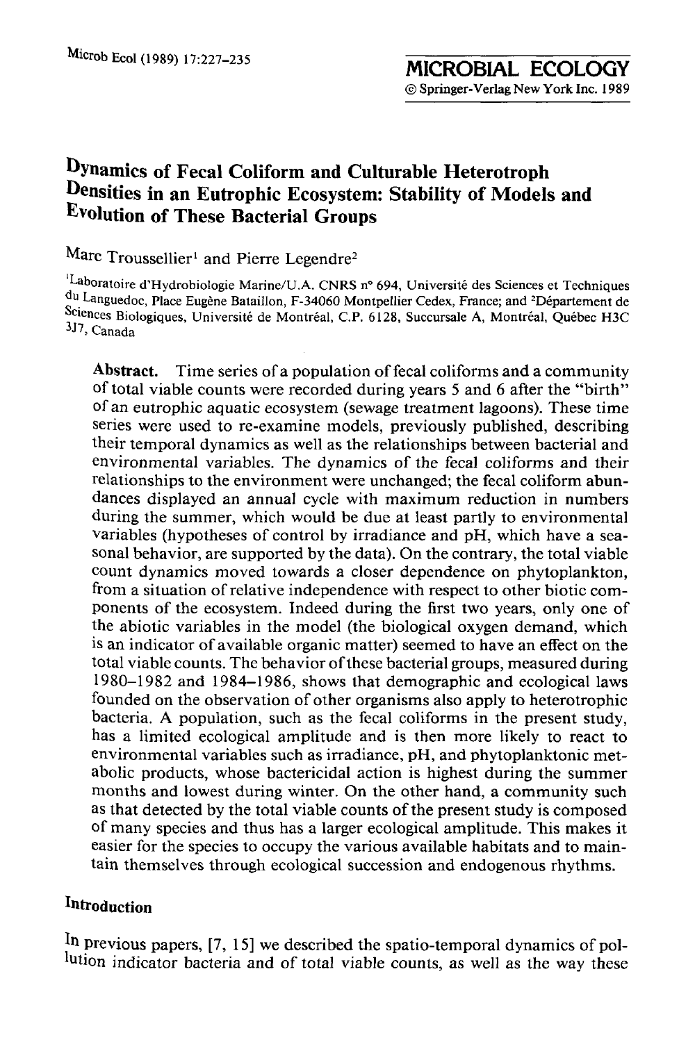# Dynamics of Fecal Coliform and Culturable Heterotroph Densities in an Eutrophic Ecosystem: Stability of Models and Evolution of These Bacterial Groups

Marc Troussellier[1] and Pierre Legendre[2]

[1]Laboratoire d'Hydrobiologie Marine/U.A. CNRS n° 694, Université des Sciences et Techniques du Languedoc, Place Eugène Bataillon, F-34060 Montpellier Cedex, France; and [2]Département de Sciences Biologiques, Université de Montréal, C.P. 6128, Succursale A, Montréal, Québec H3C 3J7, Canada

**Abstract.** Time series of a population of fecal coliforms and a community of total viable counts were recorded during years 5 and 6 after the "birth" of an eutrophic aquatic ecosystem (sewage treatment lagoons). These time series were used to re-examine models, previously published, describing their temporal dynamics as well as the relationships between bacterial and environmental variables. The dynamics of the fecal coliforms and their relationships to the environment were unchanged; the fecal coliform abundances displayed an annual cycle with maximum reduction in numbers during the summer, which would be due at least partly to environmental variables (hypotheses of control by irradiance and pH, which have a seasonal behavior, are supported by the data). On the contrary, the total viable count dynamics moved towards a closer dependence on phytoplankton, from a situation of relative independence with respect to other biotic components of the ecosystem. Indeed during the first two years, only one of the abiotic variables in the model (the biological oxygen demand, which is an indicator of available organic matter) seemed to have an effect on the total viable counts. The behavior of these bacterial groups, measured during 1980–1982 and 1984–1986, shows that demographic and ecological laws founded on the observation of other organisms also apply to heterotrophic bacteria. A population, such as the fecal coliforms in the present study, has a limited ecological amplitude and is then more likely to react to environmental variables such as irradiance, pH, and phytoplanktonic metabolic products, whose bactericidal action is highest during the summer months and lowest during winter. On the other hand, a community such as that detected by the total viable counts of the present study is composed of many species and thus has a larger ecological amplitude. This makes it easier for the species to occupy the various available habitats and to maintain themselves through ecological succession and endogenous rhythms.

## Introduction

In previous papers, [7, 15] we described the spatio-temporal dynamics of pollution indicator bacteria and of total viable counts, as well as the way these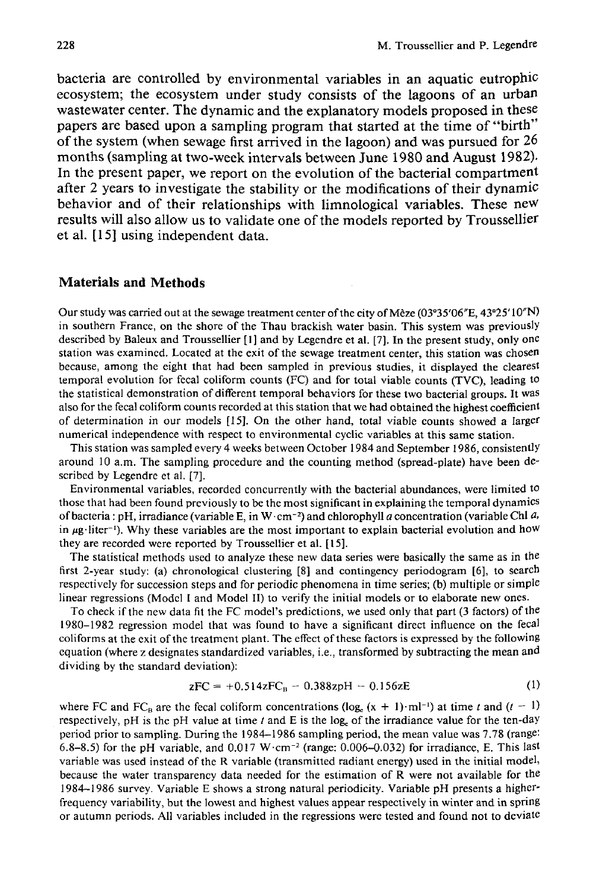bacteria are controlled by environmental variables in an aquatic eutrophic ecosystem; the ecosystem under study consists of the lagoons of an urban wastewater center. The dynamic and the explanatory models proposed in these papers are based upon a sampling program that started at the time of "birth" of the system (when sewage first arrived in the lagoon) and was pursued for 26 months (sampling at two-week intervals between June 1980 and August 1982). In the present paper, we report on the evolution of the bacterial compartment after 2 years to investigate the stability or the modifications of their dynamic behavior and of their relationships with limnological variables. These new results will also allow us to validate one of the models reported by Troussellier et al. [15] using independent data.

## Materials and Methods

Our study was carried out at the sewage treatment center of the city of Mèze (03°35′06″E, 43°25′10″N) in southern France, on the shore of the Thau brackish water basin. This system was previously described by Baleux and Troussellier [1] and by Legendre et al. [7]. In the present study, only one station was examined. Located at the exit of the sewage treatment center, this station was chosen because, among the eight that had been sampled in previous studies, it displayed the clearest temporal evolution for fecal coliform counts (FC) and for total viable counts (TVC), leading to the statistical demonstration of different temporal behaviors for these two bacterial groups. It was also for the fecal coliform counts recorded at this station that we had obtained the highest coefficient of determination in our models [15]. On the other hand, total viable counts showed a larger numerical independence with respect to environmental cyclic variables at this same station.

This station was sampled every 4 weeks between October 1984 and September 1986, consistently around 10 a.m. The sampling procedure and the counting method (spread-plate) have been described by Legendre et al. [7].

Environmental variables, recorded concurrently with the bacterial abundances, were limited to those that had been found previously to be the most significant in explaining the temporal dynamics of bacteria: pH, irradiance (variable E, in $W \cdot cm^{-2}$) and chlorophyll *a* concentration (variable Chl *a*, in $\mu g \cdot liter^{-1}$). Why these variables are the most important to explain bacterial evolution and how they are recorded were reported by Troussellier et al. [15].

The statistical methods used to analyze these new data series were basically the same as in the first 2-year study: (a) chronological clustering [8] and contingency periodogram [6], to search respectively for succession steps and for periodic phenomena in time series; (b) multiple or simple linear regressions (Model I and Model II) to verify the initial models or to elaborate new ones.

To check if the new data fit the FC model's predictions, we used only that part (3 factors) of the 1980–1982 regression model that was found to have a significant direct influence on the fecal coliforms at the exit of the treatment plant. The effect of these factors is expressed by the following equation (where z designates standardized variables, i.e., transformed by subtracting the mean and dividing by the standard deviation):

$$zFC = +0.514zFC_B - 0.388zpH - 0.156zE \tag{1}$$

where FC and $FC_B$ are the fecal coliform concentrations ($\log_e (x + 1) \cdot ml^{-1}$) at time $t$ and $(t - 1)$ respectively, pH is the pH value at time $t$ and E is the $\log_e$ of the irradiance value for the ten-day period prior to sampling. During the 1984–1986 sampling period, the mean value was 7.78 (range: 6.8–8.5) for the pH variable, and 0.017 $W \cdot cm^{-2}$ (range: 0.006–0.032) for irradiance, E. This last variable was used instead of the R variable (transmitted radiant energy) used in the initial model, because the water transparency data needed for the estimation of R were not available for the 1984–1986 survey. Variable E shows a strong natural periodicity. Variable pH presents a higher-frequency variability, but the lowest and highest values appear respectively in winter and in spring or autumn periods. All variables included in the regressions were tested and found not to deviate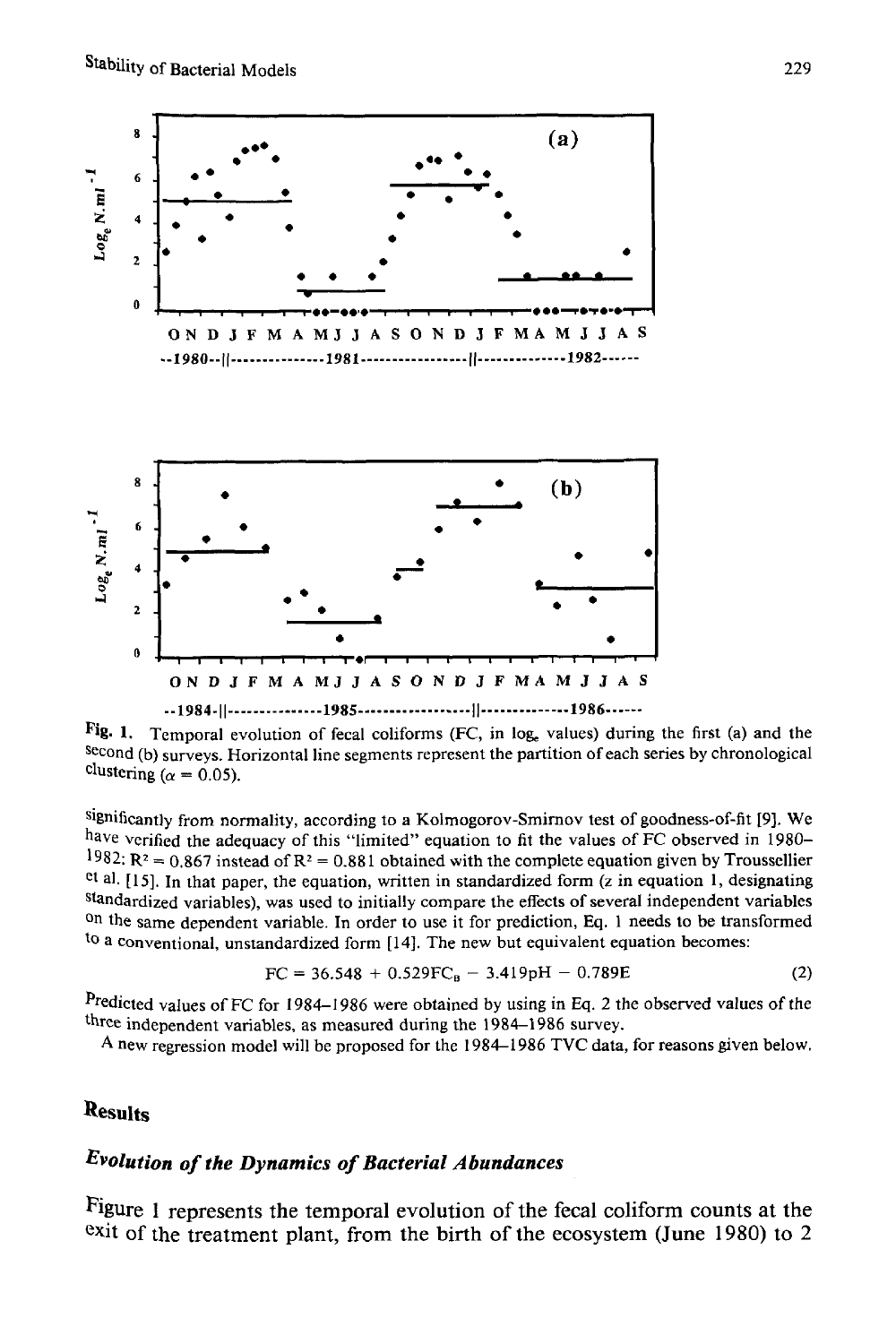Fig. 1. Temporal evolution of fecal coliforms (FC, in $\log_e$ values) during the first (a) and the second (b) surveys. Horizontal line segments represent the partition of each series by chronological clustering ($\alpha = 0.05$).

significantly from normality, according to a Kolmogorov-Smirnov test of goodness-of-fit [9]. We have verified the adequacy of this "limited" equation to fit the values of FC observed in 1980–1982: $R^2 = 0.867$ instead of $R^2 = 0.881$ obtained with the complete equation given by Troussellier et al. [15]. In that paper, the equation, written in standardized form (z in equation 1, designating standardized variables), was used to initially compare the effects of several independent variables on the same dependent variable. In order to use it for prediction, Eq. 1 needs to be transformed to a conventional, unstandardized form [14]. The new but equivalent equation becomes:

$$FC = 36.548 + 0.529FC_B - 3.419pH - 0.789E \quad (2)$$

Predicted values of FC for 1984–1986 were obtained by using in Eq. 2 the observed values of the three independent variables, as measured during the 1984–1986 survey.

A new regression model will be proposed for the 1984–1986 TVC data, for reasons given below.

## Results

### *Evolution of the Dynamics of Bacterial Abundances*

Figure 1 represents the temporal evolution of the fecal coliform counts at the exit of the treatment plant, from the birth of the ecosystem (June 1980) to 2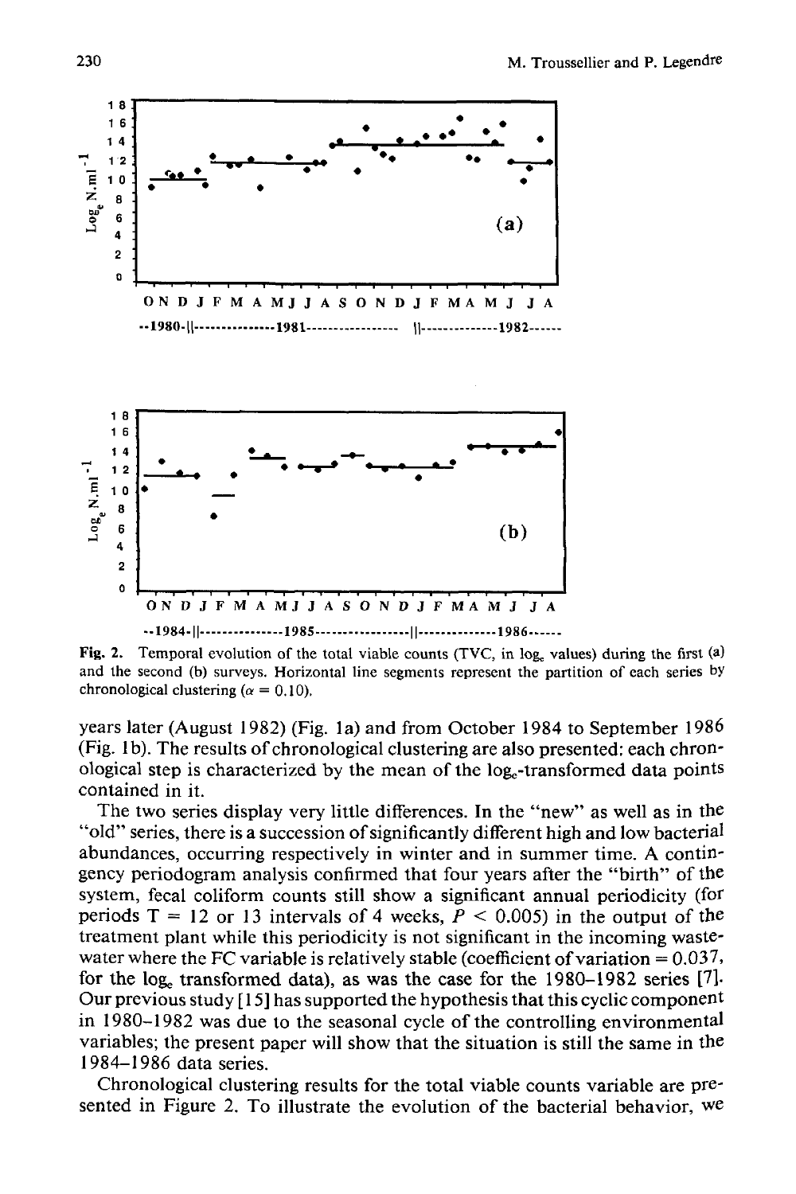Fig. 2. Temporal evolution of the total viable counts (TVC, in $\log_e$ values) during the first (a) and the second (b) surveys. Horizontal line segments represent the partition of each series by chronological clustering ($\alpha = 0.10$).

years later (August 1982) (Fig. 1a) and from October 1984 to September 1986 (Fig. 1b). The results of chronological clustering are also presented: each chronological step is characterized by the mean of the $\log_e$-transformed data points contained in it.

The two series display very little differences. In the "new" as well as in the "old" series, there is a succession of significantly different high and low bacterial abundances, occurring respectively in winter and in summer time. A contingency periodogram analysis confirmed that four years after the "birth" of the system, fecal coliform counts still show a significant annual periodicity (for periods T = 12 or 13 intervals of 4 weeks, $P < 0.005$) in the output of the treatment plant while this periodicity is not significant in the incoming wastewater where the FC variable is relatively stable (coefficient of variation = 0.037, for the $\log_e$ transformed data), as was the case for the 1980–1982 series [7]. Our previous study [15] has supported the hypothesis that this cyclic component in 1980–1982 was due to the seasonal cycle of the controlling environmental variables; the present paper will show that the situation is still the same in the 1984–1986 data series.

Chronological clustering results for the total viable counts variable are presented in Figure 2. To illustrate the evolution of the bacterial behavior, we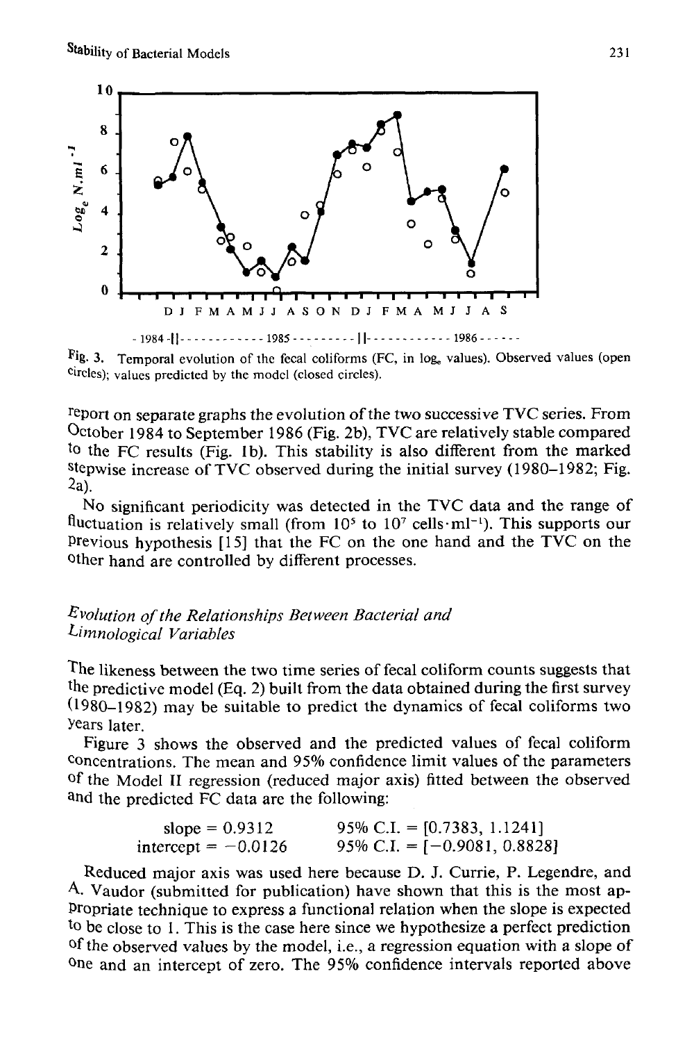Fig. 3. Temporal evolution of the fecal coliforms (FC, in $\log_e$ values). Observed values (open circles); values predicted by the model (closed circles).

report on separate graphs the evolution of the two successive TVC series. From October 1984 to September 1986 (Fig. 2b), TVC are relatively stable compared to the FC results (Fig. 1b). This stability is also different from the marked stepwise increase of TVC observed during the initial survey (1980–1982; Fig. 2a).

No significant periodicity was detected in the TVC data and the range of fluctuation is relatively small (from $10^5$ to $10^7$ cells·ml$^{-1}$). This supports our previous hypothesis [15] that the FC on the one hand and the TVC on the other hand are controlled by different processes.

### *Evolution of the Relationships Between Bacterial and Limnological Variables*

The likeness between the two time series of fecal coliform counts suggests that the predictive model (Eq. 2) built from the data obtained during the first survey (1980–1982) may be suitable to predict the dynamics of fecal coliforms two years later.

Figure 3 shows the observed and the predicted values of fecal coliform concentrations. The mean and 95% confidence limit values of the parameters of the Model II regression (reduced major axis) fitted between the observed and the predicted FC data are the following:

$$\text{slope} = 0.9312 \qquad 95\%\ \text{C.I.} = [0.7383,\ 1.1241]$$
$$\text{intercept} = -0.0126 \qquad 95\%\ \text{C.I.} = [-0.9081,\ 0.8828]$$

Reduced major axis was used here because D. J. Currie, P. Legendre, and A. Vaudor (submitted for publication) have shown that this is the most appropriate technique to express a functional relation when the slope is expected to be close to 1. This is the case here since we hypothesize a perfect prediction of the observed values by the model, i.e., a regression equation with a slope of one and an intercept of zero. The 95% confidence intervals reported above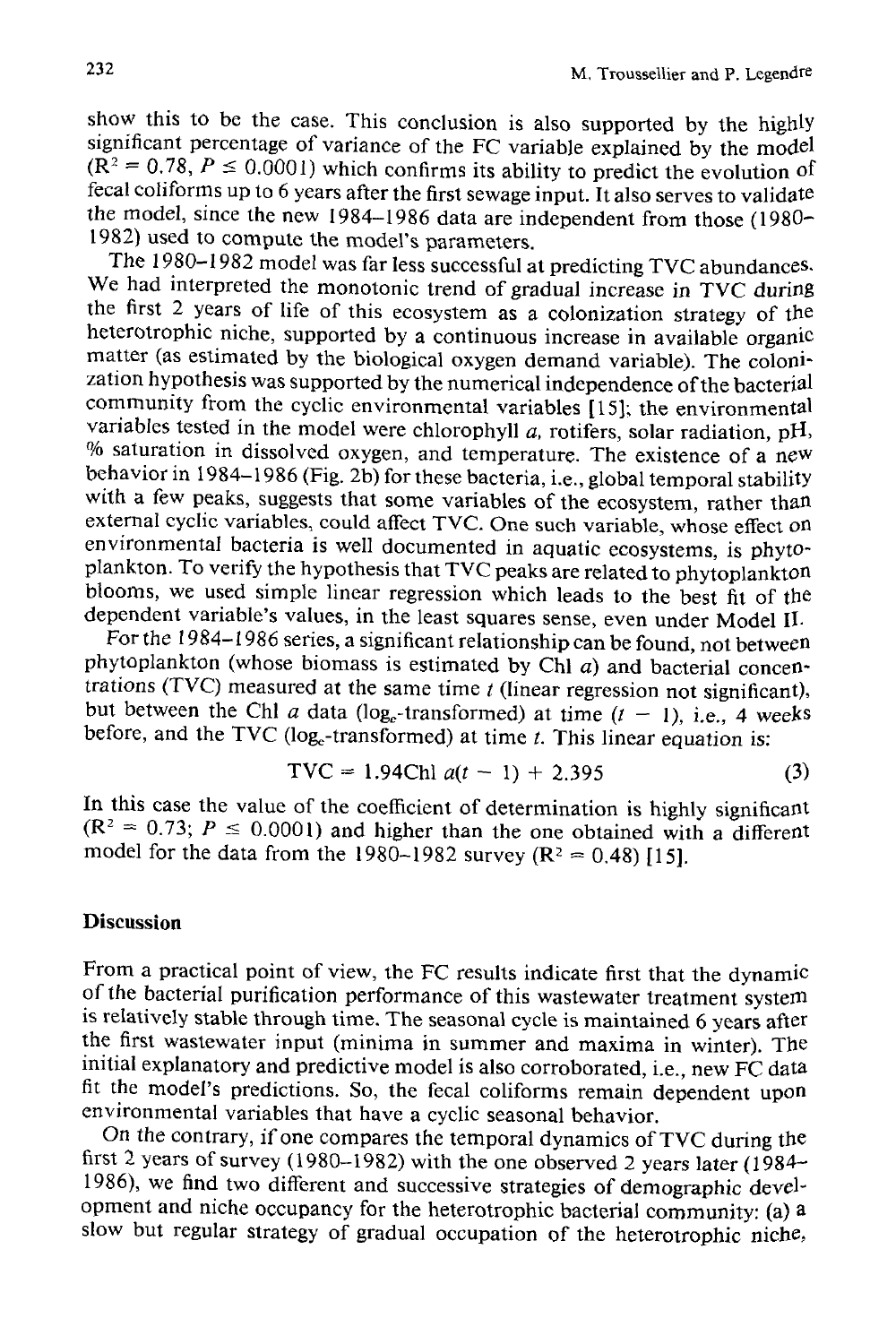show this to be the case. This conclusion is also supported by the highly significant percentage of variance of the FC variable explained by the model ($R^2 = 0.78$, $P \leq 0.0001$) which confirms its ability to predict the evolution of fecal coliforms up to 6 years after the first sewage input. It also serves to validate the model, since the new 1984–1986 data are independent from those (1980–1982) used to compute the model's parameters.

The 1980–1982 model was far less successful at predicting TVC abundances. We had interpreted the monotonic trend of gradual increase in TVC during the first 2 years of life of this ecosystem as a colonization strategy of the heterotrophic niche, supported by a continuous increase in available organic matter (as estimated by the biological oxygen demand variable). The colonization hypothesis was supported by the numerical independence of the bacterial community from the cyclic environmental variables [15]; the environmental variables tested in the model were chlorophyll *a*, rotifers, solar radiation, pH, % saturation in dissolved oxygen, and temperature. The existence of a new behavior in 1984–1986 (Fig. 2b) for these bacteria, i.e., global temporal stability with a few peaks, suggests that some variables of the ecosystem, rather than external cyclic variables, could affect TVC. One such variable, whose effect on environmental bacteria is well documented in aquatic ecosystems, is phytoplankton. To verify the hypothesis that TVC peaks are related to phytoplankton blooms, we used simple linear regression which leads to the best fit of the dependent variable's values, in the least squares sense, even under Model II.

For the 1984–1986 series, a significant relationship can be found, not between phytoplankton (whose biomass is estimated by Chl *a*) and bacterial concentrations (TVC) measured at the same time $t$ (linear regression not significant), but between the Chl *a* data ($\log_e$-transformed) at time $(t - 1)$, i.e., 4 weeks before, and the TVC ($\log_e$-transformed) at time $t$. This linear equation is:

$$\text{TVC} = 1.94\text{Chl } a(t - 1) + 2.395 \tag{3}$$

In this case the value of the coefficient of determination is highly significant ($R^2 = 0.73$; $P \leq 0.0001$) and higher than the one obtained with a different model for the data from the 1980–1982 survey ($R^2 = 0.48$) [15].

## Discussion

From a practical point of view, the FC results indicate first that the dynamic of the bacterial purification performance of this wastewater treatment system is relatively stable through time. The seasonal cycle is maintained 6 years after the first wastewater input (minima in summer and maxima in winter). The initial explanatory and predictive model is also corroborated, i.e., new FC data fit the model's predictions. So, the fecal coliforms remain dependent upon environmental variables that have a cyclic seasonal behavior.

On the contrary, if one compares the temporal dynamics of TVC during the first 2 years of survey (1980–1982) with the one observed 2 years later (1984–1986), we find two different and successive strategies of demographic development and niche occupancy for the heterotrophic bacterial community: (a) a slow but regular strategy of gradual occupation of the heterotrophic niche,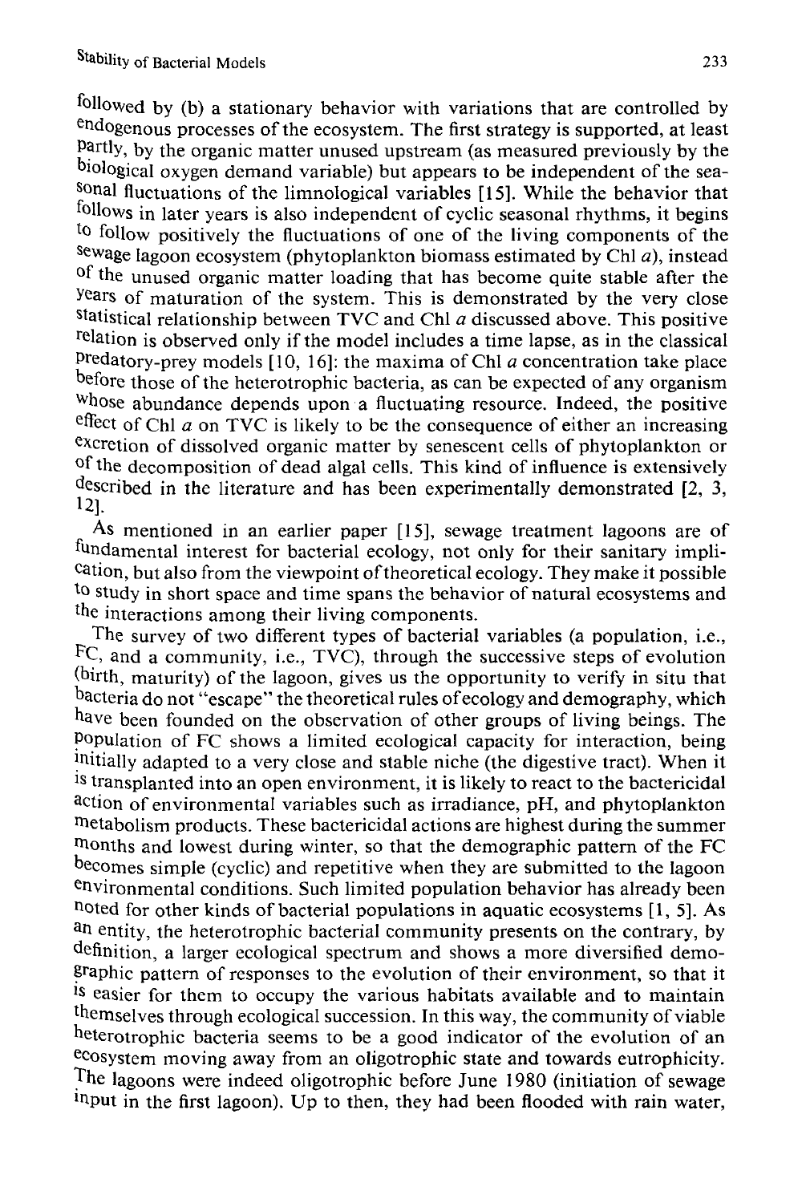followed by (b) a stationary behavior with variations that are controlled by endogenous processes of the ecosystem. The first strategy is supported, at least partly, by the organic matter unused upstream (as measured previously by the biological oxygen demand variable) but appears to be independent of the seasonal fluctuations of the limnological variables [15]. While the behavior that follows in later years is also independent of cyclic seasonal rhythms, it begins to follow positively the fluctuations of one of the living components of the sewage lagoon ecosystem (phytoplankton biomass estimated by Chl *a*), instead of the unused organic matter loading that has become quite stable after the years of maturation of the system. This is demonstrated by the very close statistical relationship between TVC and Chl *a* discussed above. This positive relation is observed only if the model includes a time lapse, as in the classical predatory-prey models [10, 16]: the maxima of Chl *a* concentration take place before those of the heterotrophic bacteria, as can be expected of any organism whose abundance depends upon a fluctuating resource. Indeed, the positive effect of Chl *a* on TVC is likely to be the consequence of either an increasing excretion of dissolved organic matter by senescent cells of phytoplankton or of the decomposition of dead algal cells. This kind of influence is extensively described in the literature and has been experimentally demonstrated [2, 3, 12].

As mentioned in an earlier paper [15], sewage treatment lagoons are of fundamental interest for bacterial ecology, not only for their sanitary implication, but also from the viewpoint of theoretical ecology. They make it possible to study in short space and time spans the behavior of natural ecosystems and the interactions among their living components.

The survey of two different types of bacterial variables (a population, i.e., FC, and a community, i.e., TVC), through the successive steps of evolution (birth, maturity) of the lagoon, gives us the opportunity to verify in situ that bacteria do not "escape" the theoretical rules of ecology and demography, which have been founded on the observation of other groups of living beings. The population of FC shows a limited ecological capacity for interaction, being initially adapted to a very close and stable niche (the digestive tract). When it is transplanted into an open environment, it is likely to react to the bactericidal action of environmental variables such as irradiance, pH, and phytoplankton metabolism products. These bactericidal actions are highest during the summer months and lowest during winter, so that the demographic pattern of the FC becomes simple (cyclic) and repetitive when they are submitted to the lagoon environmental conditions. Such limited population behavior has already been noted for other kinds of bacterial populations in aquatic ecosystems [1, 5]. As an entity, the heterotrophic bacterial community presents on the contrary, by definition, a larger ecological spectrum and shows a more diversified demographic pattern of responses to the evolution of their environment, so that it is easier for them to occupy the various habitats available and to maintain themselves through ecological succession. In this way, the community of viable heterotrophic bacteria seems to be a good indicator of the evolution of an ecosystem moving away from an oligotrophic state and towards eutrophicity. The lagoons were indeed oligotrophic before June 1980 (initiation of sewage input in the first lagoon). Up to then, they had been flooded with rain water,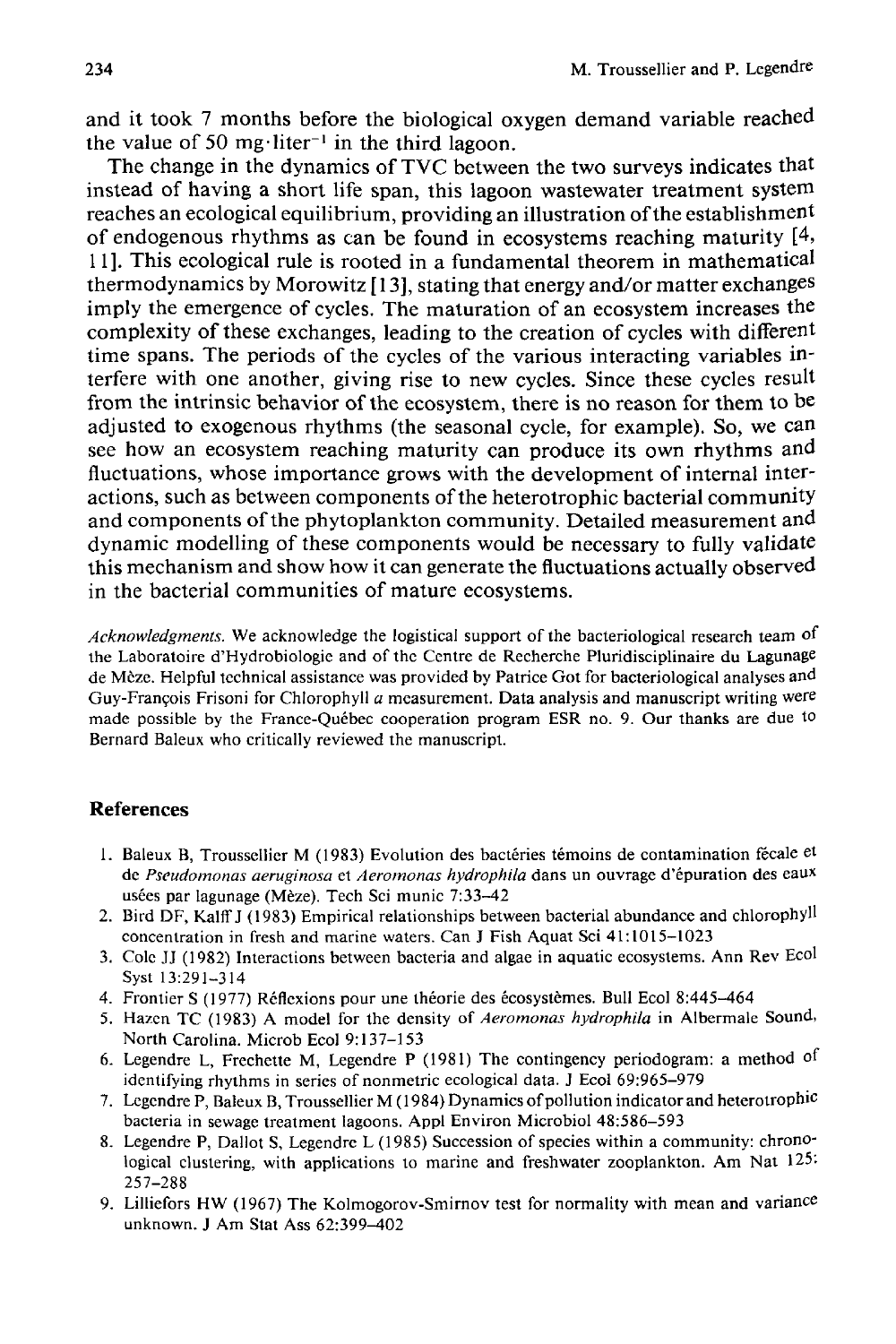and it took 7 months before the biological oxygen demand variable reached the value of 50 mg·liter$^{-1}$ in the third lagoon.

The change in the dynamics of TVC between the two surveys indicates that instead of having a short life span, this lagoon wastewater treatment system reaches an ecological equilibrium, providing an illustration of the establishment of endogenous rhythms as can be found in ecosystems reaching maturity [4, 11]. This ecological rule is rooted in a fundamental theorem in mathematical thermodynamics by Morowitz [13], stating that energy and/or matter exchanges imply the emergence of cycles. The maturation of an ecosystem increases the complexity of these exchanges, leading to the creation of cycles with different time spans. The periods of the cycles of the various interacting variables interfere with one another, giving rise to new cycles. Since these cycles result from the intrinsic behavior of the ecosystem, there is no reason for them to be adjusted to exogenous rhythms (the seasonal cycle, for example). So, we can see how an ecosystem reaching maturity can produce its own rhythms and fluctuations, whose importance grows with the development of internal interactions, such as between components of the heterotrophic bacterial community and components of the phytoplankton community. Detailed measurement and dynamic modelling of these components would be necessary to fully validate this mechanism and show how it can generate the fluctuations actually observed in the bacterial communities of mature ecosystems.

*Acknowledgments.* We acknowledge the logistical support of the bacteriological research team of the Laboratoire d'Hydrobiologie and of the Centre de Recherche Pluridisciplinaire du Lagunage de Mèze. Helpful technical assistance was provided by Patrice Got for bacteriological analyses and Guy-François Frisoni for Chlorophyll *a* measurement. Data analysis and manuscript writing were made possible by the France-Québec cooperation program ESR no. 9. Our thanks are due to Bernard Baleux who critically reviewed the manuscript.

## References

1. Baleux B, Troussellier M (1983) Evolution des bactéries témoins de contamination fécale et de *Pseudomonas aeruginosa* et *Aeromonas hydrophila* dans un ouvrage d'épuration des eaux usées par lagunage (Mèze). Tech Sci munic 7:33–42
2. Bird DF, Kalff J (1983) Empirical relationships between bacterial abundance and chlorophyll concentration in fresh and marine waters. Can J Fish Aquat Sci 41:1015–1023
3. Cole JJ (1982) Interactions between bacteria and algae in aquatic ecosystems. Ann Rev Ecol Syst 13:291–314
4. Frontier S (1977) Réflexions pour une théorie des écosystèmes. Bull Ecol 8:445–464
5. Hazen TC (1983) A model for the density of *Aeromonas hydrophila* in Albermale Sound, North Carolina. Microb Ecol 9:137–153
6. Legendre L, Frechette M, Legendre P (1981) The contingency periodogram: a method of identifying rhythms in series of nonmetric ecological data. J Ecol 69:965–979
7. Legendre P, Baleux B, Troussellier M (1984) Dynamics of pollution indicator and heterotrophic bacteria in sewage treatment lagoons. Appl Environ Microbiol 48:586–593
8. Legendre P, Dallot S, Legendre L (1985) Succession of species within a community: chronological clustering, with applications to marine and freshwater zooplankton. Am Nat 125: 257–288
9. Lilliefors HW (1967) The Kolmogorov-Smirnov test for normality with mean and variance unknown. J Am Stat Ass 62:399–402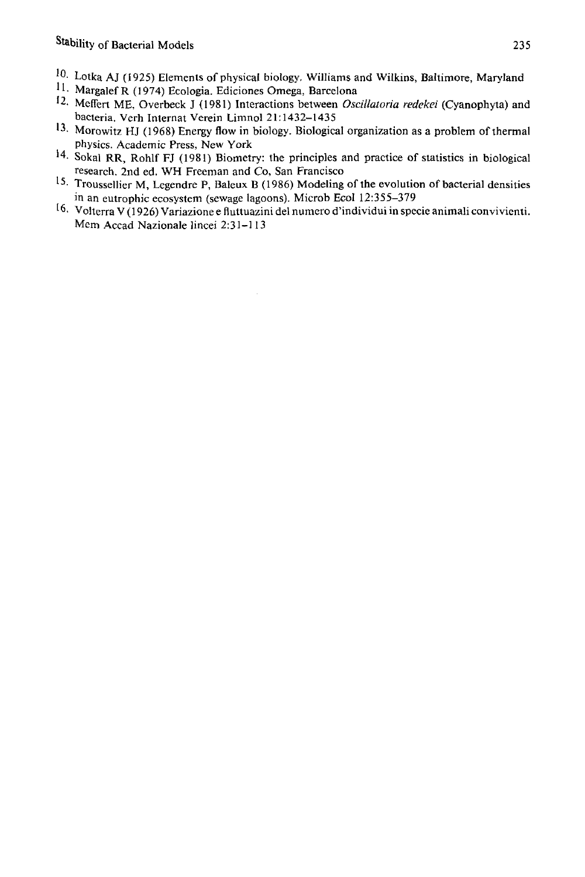10. Lotka AJ (1925) Elements of physical biology. Williams and Wilkins, Baltimore, Maryland
11. Margalef R (1974) Ecologia. Ediciones Omega, Barcelona
12. Meffert ME, Overbeck J (1981) Interactions between *Oscillatoria redekei* (Cyanophyta) and bacteria. Verh Internat Verein Limnol 21:1432–1435
13. Morowitz HJ (1968) Energy flow in biology. Biological organization as a problem of thermal physics. Academic Press, New York
14. Sokal RR, Rohlf FJ (1981) Biometry: the principles and practice of statistics in biological research. 2nd ed. WH Freeman and Co, San Francisco
15. Troussellier M, Legendre P, Baleux B (1986) Modeling of the evolution of bacterial densities in an eutrophic ecosystem (sewage lagoons). Microb Ecol 12:355–379
16. Volterra V (1926) Variazione e fluttuazini del numero d'individui in specie animali conviventi. Mem Accad Nazionale lincei 2:31–113